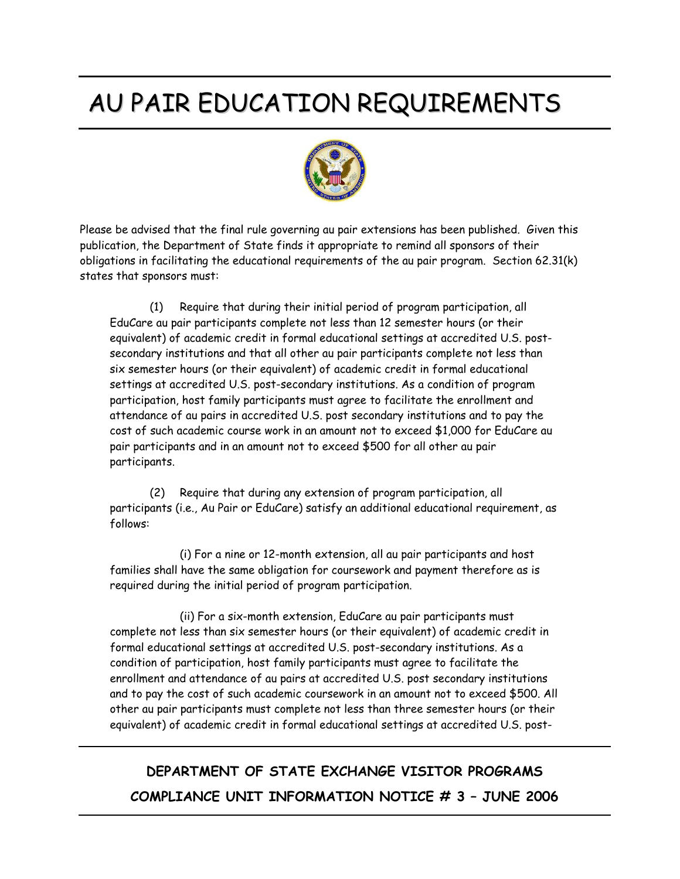# AU PAIR EDUCATION REQUIREMENTS

Please be advised that the final rule governing au pair extensions has been published. Given this publication, the Department of State finds it appropriate to remind all sponsors of their obligations in facilitating the educational requirements of the au pair program. Section 62.31(k) states that sponsors must:

(1) Require that during their initial period of program participation, all EduCare au pair participants complete not less than 12 semester hours (or their equivalent) of academic credit in formal educational settings at accredited U.S. post-secondary institutions and that all other au pair participants complete not less than six semester hours (or their equivalent) of academic credit in formal educational settings at accredited U.S. post-secondary institutions. As a condition of program participation, host family participants must agree to facilitate the enrollment and attendance of au pairs in accredited U.S. post secondary institutions and to pay the cost of such academic course work in an amount not to exceed $1,000 for EduCare au pair participants and in an amount not to exceed $500 for all other au pair participants.

(2) Require that during any extension of program participation, all participants (i.e., Au Pair or EduCare) satisfy an additional educational requirement, as follows:

(i) For a nine or 12-month extension, all au pair participants and host families shall have the same obligation for coursework and payment therefore as is required during the initial period of program participation.

(ii) For a six-month extension, EduCare au pair participants must complete not less than six semester hours (or their equivalent) of academic credit in formal educational settings at accredited U.S. post-secondary institutions. As a condition of participation, host family participants must agree to facilitate the enrollment and attendance of au pairs at accredited U.S. post secondary institutions and to pay the cost of such academic coursework in an amount not to exceed $500. All other au pair participants must complete not less than three semester hours (or their equivalent) of academic credit in formal educational settings at accredited U.S. post-

**DEPARTMENT OF STATE EXCHANGE VISITOR PROGRAMS**

**COMPLIANCE UNIT INFORMATION NOTICE # 3 – JUNE 2006**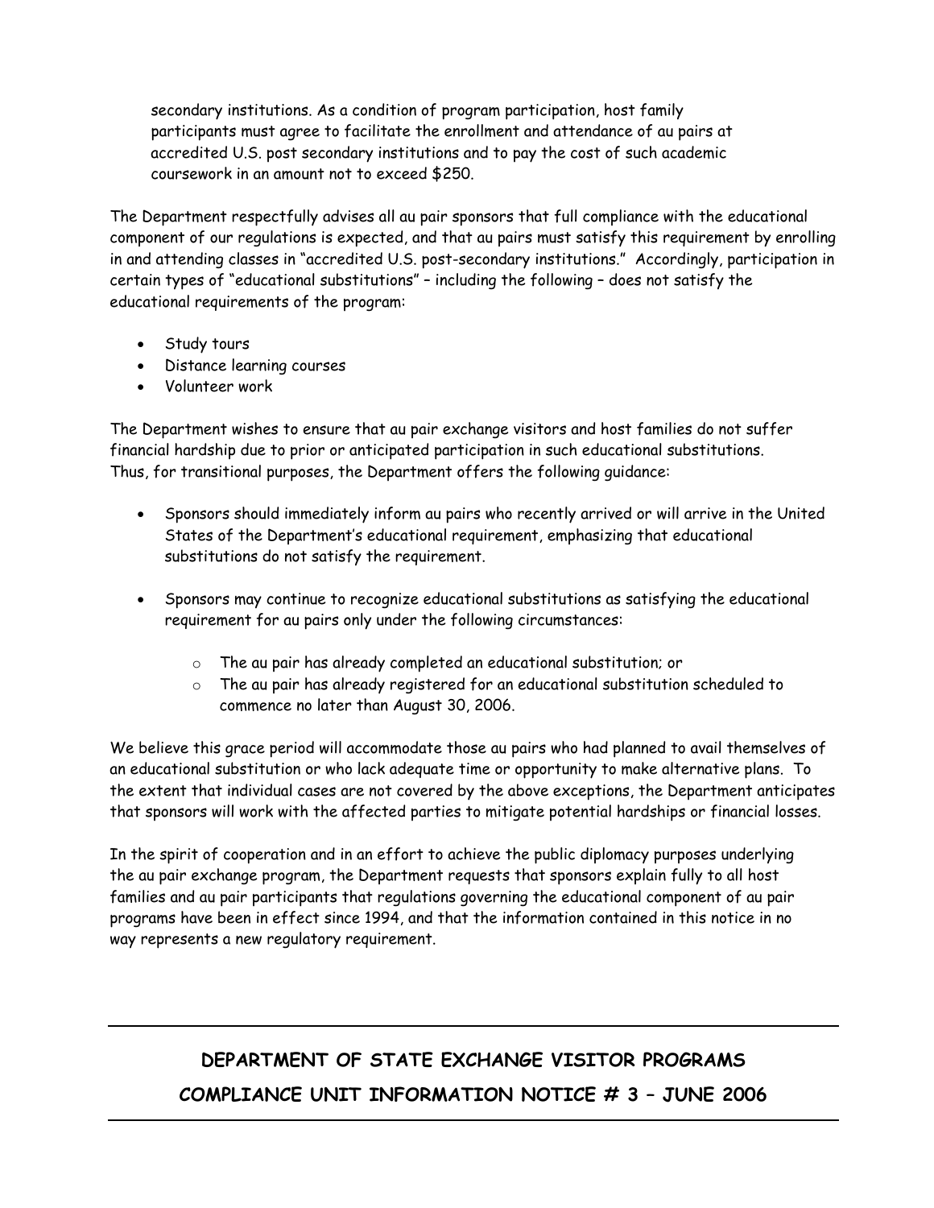secondary institutions. As a condition of program participation, host family participants must agree to facilitate the enrollment and attendance of au pairs at accredited U.S. post secondary institutions and to pay the cost of such academic coursework in an amount not to exceed $250.

The Department respectfully advises all au pair sponsors that full compliance with the educational component of our regulations is expected, and that au pairs must satisfy this requirement by enrolling in and attending classes in "accredited U.S. post-secondary institutions." Accordingly, participation in certain types of "educational substitutions" – including the following – does not satisfy the educational requirements of the program:

- Study tours
- Distance learning courses
- Volunteer work

The Department wishes to ensure that au pair exchange visitors and host families do not suffer financial hardship due to prior or anticipated participation in such educational substitutions. Thus, for transitional purposes, the Department offers the following guidance:

- Sponsors should immediately inform au pairs who recently arrived or will arrive in the United States of the Department's educational requirement, emphasizing that educational substitutions do not satisfy the requirement.

- Sponsors may continue to recognize educational substitutions as satisfying the educational requirement for au pairs only under the following circumstances:
    - The au pair has already completed an educational substitution; or
    - The au pair has already registered for an educational substitution scheduled to commence no later than August 30, 2006.

We believe this grace period will accommodate those au pairs who had planned to avail themselves of an educational substitution or who lack adequate time or opportunity to make alternative plans. To the extent that individual cases are not covered by the above exceptions, the Department anticipates that sponsors will work with the affected parties to mitigate potential hardships or financial losses.

In the spirit of cooperation and in an effort to achieve the public diplomacy purposes underlying the au pair exchange program, the Department requests that sponsors explain fully to all host families and au pair participants that regulations governing the educational component of au pair programs have been in effect since 1994, and that the information contained in this notice in no way represents a new regulatory requirement.

---

**DEPARTMENT OF STATE EXCHANGE VISITOR PROGRAMS**

**COMPLIANCE UNIT INFORMATION NOTICE # 3 – JUNE 2006**

---